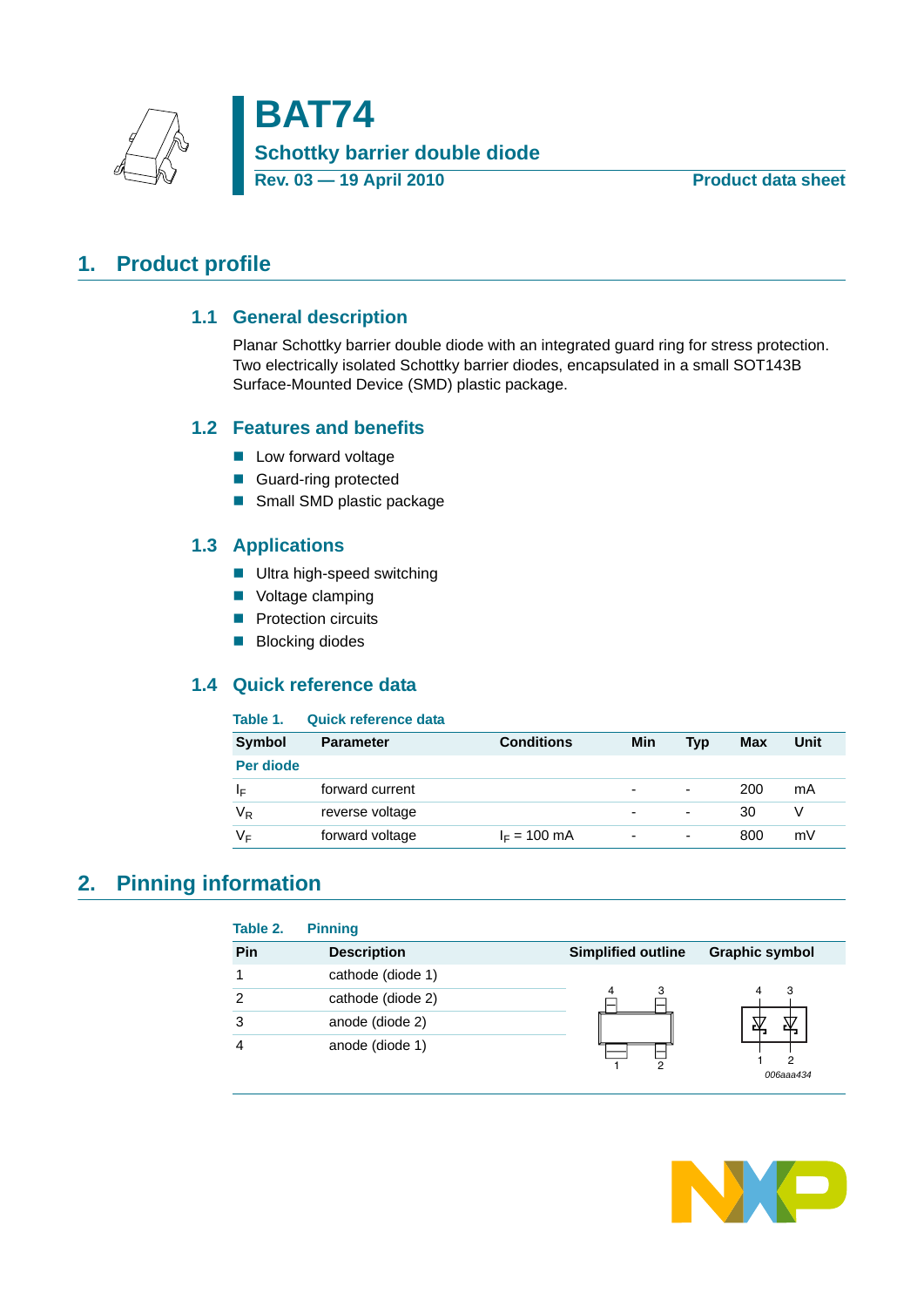# BAT74

## Schottky barrier double diode

**Rev. 03 — 19 April 2010** | **Product data sheet**

## 1. Product profile

### 1.1 General description

Planar Schottky barrier double diode with an integrated guard ring for stress protection. Two electrically isolated Schottky barrier diodes, encapsulated in a small SOT143B Surface-Mounted Device (SMD) plastic package.

### 1.2 Features and benefits

- Low forward voltage
- Guard-ring protected
- Small SMD plastic package

### 1.3 Applications

- Ultra high-speed switching
- Voltage clamping
- Protection circuits
- Blocking diodes

### 1.4 Quick reference data

**Table 1. Quick reference data**

| Symbol | Parameter | Conditions | Min | Typ | Max | Unit |
|---|---|---|---|---|---|---|
| **Per diode** | | | | | | |
| $I_F$ | forward current | | - | - | 200 | mA |
| $V_R$ | reverse voltage | | - | - | 30 | V |
| $V_F$ | forward voltage | $I_F$ = 100 mA | - | - | 800 | mV |

## 2. Pinning information

**Table 2. Pinning**

| Pin | Description | Simplified outline | Graphic symbol |
|---|---|---|---|
| 1 | cathode (diode 1) | | |
| 2 | cathode (diode 2) | | |
| 3 | anode (diode 2) | | |
| 4 | anode (diode 1) | | |

006aaa434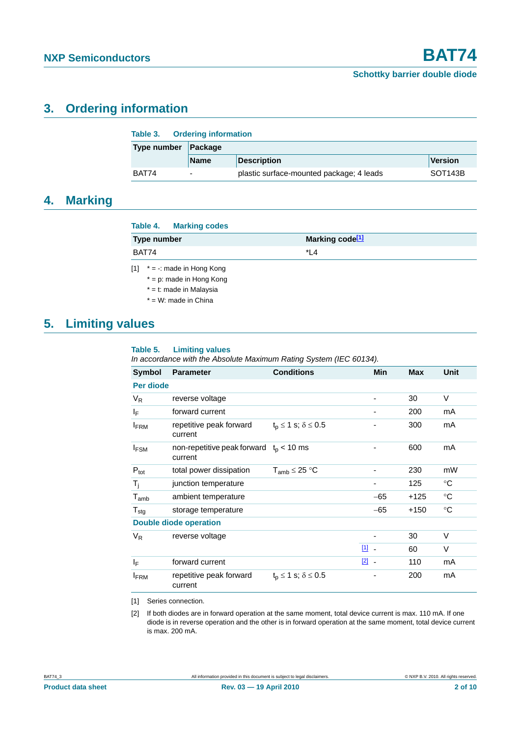## 3. Ordering information

**Table 3. Ordering information**

| Type number | Package | | |
|---|---|---|---|
| | Name | Description | Version |
| BAT74 | - | plastic surface-mounted package; 4 leads | SOT143B |

## 4. Marking

**Table 4. Marking codes**

| Type number | Marking code[1] |
|---|---|
| BAT74 | *L4 |

[1] * = -: made in Hong Kong
* = p: made in Hong Kong
* = t: made in Malaysia
* = W: made in China

## 5. Limiting values

**Table 5. Limiting values**

*In accordance with the Absolute Maximum Rating System (IEC 60134).*

| Symbol | Parameter | Conditions | | Min | Max | Unit |
|---|---|---|---|---|---|---|
| **Per diode** | | | | | | |
| $V_R$ | reverse voltage | | | - | 30 | V |
| $I_F$ | forward current | | | - | 200 | mA |
| $I_{FRM}$ | repetitive peak forward current | $t_p \leq 1$ s; $\delta \leq 0.5$ | | - | 300 | mA |
| $I_{FSM}$ | non-repetitive peak forward current | $t_p < 10$ ms | | - | 600 | mA |
| $P_{tot}$ | total power dissipation | $T_{amb} \leq 25$ °C | | - | 230 | mW |
| $T_j$ | junction temperature | | | - | 125 | °C |
| $T_{amb}$ | ambient temperature | | | −65 | +125 | °C |
| $T_{stg}$ | storage temperature | | | −65 | +150 | °C |
| **Double diode operation** | | | | | | |
| $V_R$ | reverse voltage | | | - | 30 | V |
| | | | [1] | - | 60 | V |
| $I_F$ | forward current | | [2] | - | 110 | mA |
| $I_{FRM}$ | repetitive peak forward current | $t_p \leq 1$ s; $\delta \leq 0.5$ | | - | 200 | mA |

[1] Series connection.

[2] If both diodes are in forward operation at the same moment, total device current is max. 110 mA. If one diode is in reverse operation and the other is in forward operation at the same moment, total device current is max. 200 mA.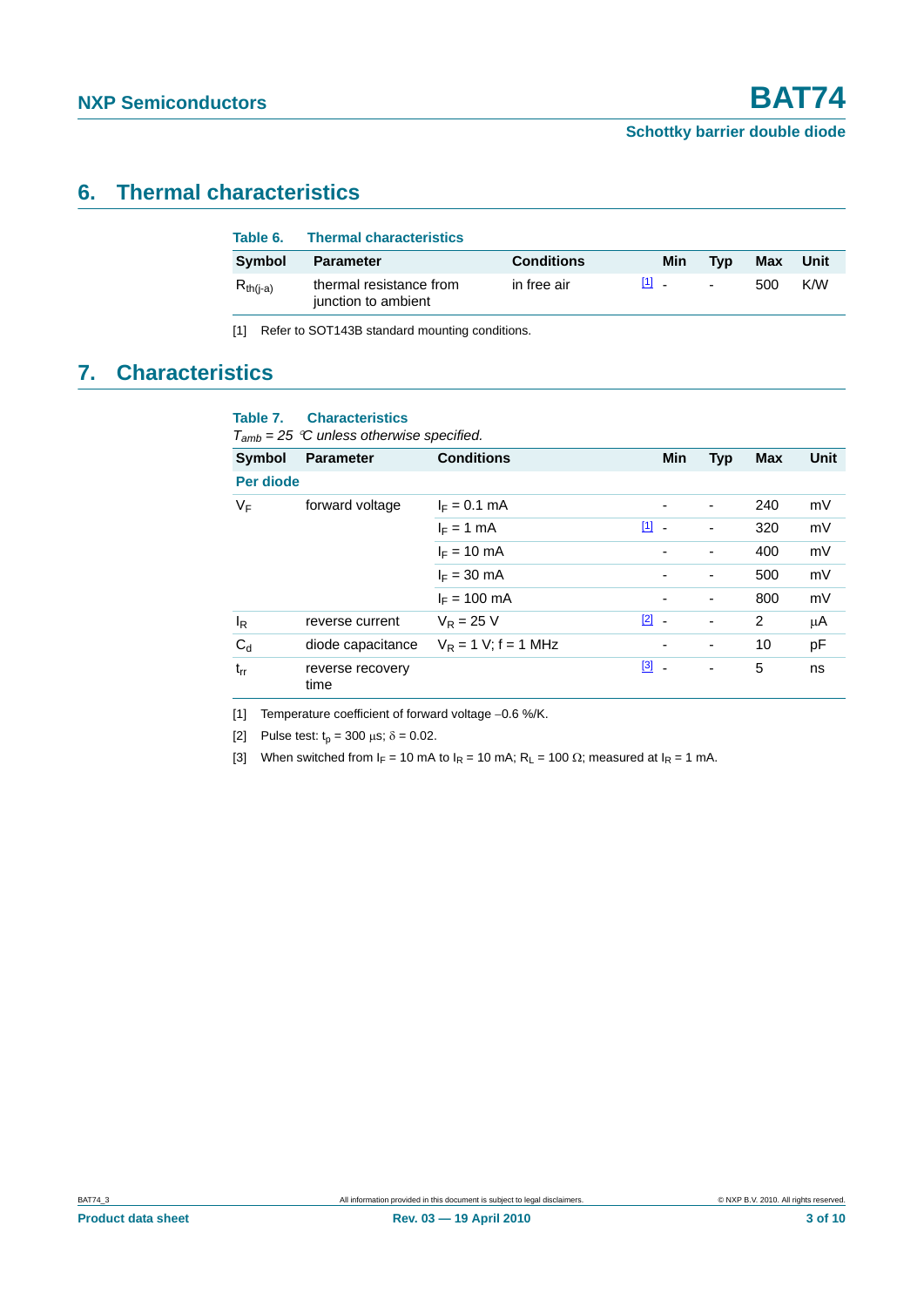## 6. Thermal characteristics

**Table 6. Thermal characteristics**

| Symbol | Parameter | Conditions | | Min | Typ | Max | Unit |
|---|---|---|---|---|---|---|---|
| $R_{th(j-a)}$ | thermal resistance from junction to ambient | in free air | [1] | - | - | 500 | K/W |

[1] Refer to SOT143B standard mounting conditions.

## 7. Characteristics

**Table 7. Characteristics**

*$T_{amb}$ = 25 °C unless otherwise specified.*

| Symbol | Parameter | Conditions | | Min | Typ | Max | Unit |
|---|---|---|---|---|---|---|---|
| **Per diode** | | | | | | | |
| $V_F$ | forward voltage | $I_F$ = 0.1 mA | | - | - | 240 | mV |
| | | $I_F$ = 1 mA | [1] | - | - | 320 | mV |
| | | $I_F$ = 10 mA | | - | - | 400 | mV |
| | | $I_F$ = 30 mA | | - | - | 500 | mV |
| | | $I_F$ = 100 mA | | - | - | 800 | mV |
| $I_R$ | reverse current | $V_R$ = 25 V | [2] | - | - | 2 | µA |
| $C_d$ | diode capacitance | $V_R$ = 1 V; f = 1 MHz | | - | - | 10 | pF |
| $t_{rr}$ | reverse recovery time | | [3] | - | - | 5 | ns |

[1] Temperature coefficient of forward voltage −0.6 %/K.

[2] Pulse test: $t_p$ = 300 µs; $\delta$ = 0.02.

[3] When switched from $I_F$ = 10 mA to $I_R$ = 10 mA; $R_L$ = 100 Ω; measured at $I_R$ = 1 mA.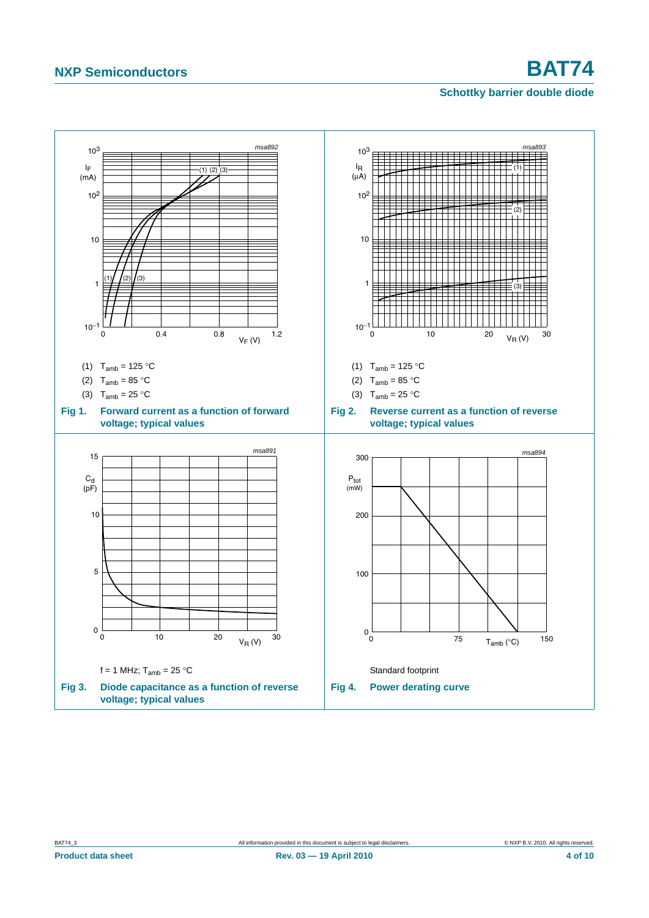(1) $T_{amb}$ = 125 °C

(2) $T_{amb}$ = 85 °C

(3) $T_{amb}$ = 25 °C

**Fig 1. Forward current as a function of forward voltage; typical values**

(1) $T_{amb}$ = 125 °C

(2) $T_{amb}$ = 85 °C

(3) $T_{amb}$ = 25 °C

**Fig 2. Reverse current as a function of reverse voltage; typical values**

f = 1 MHz; $T_{amb}$ = 25 °C

**Fig 3. Diode capacitance as a function of reverse voltage; typical values**

Standard footprint

**Fig 4. Power derating curve**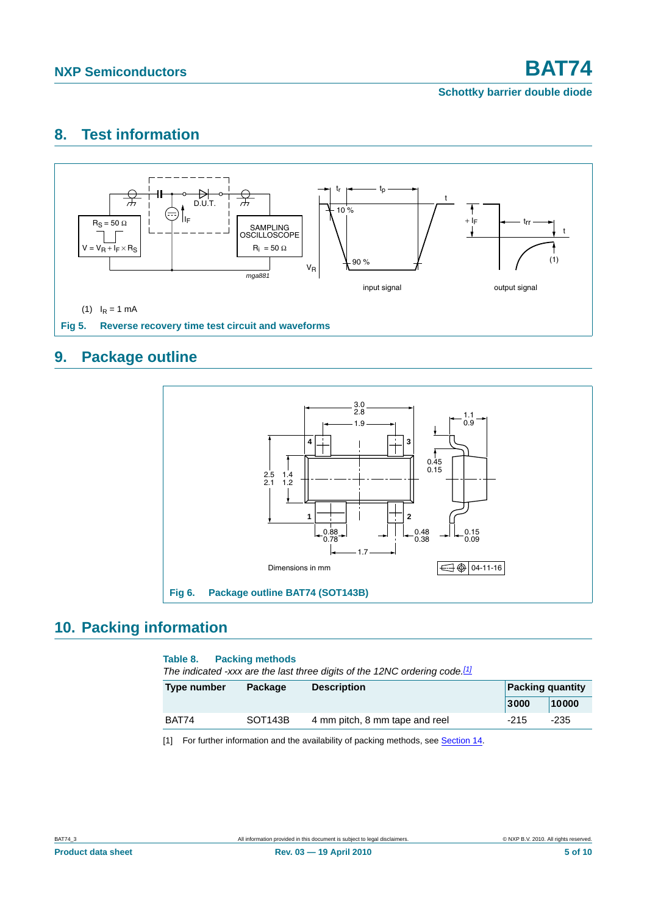## 8. Test information

(1) $I_R = 1$ mA

**Fig 5. Reverse recovery time test circuit and waveforms**

## 9. Package outline

Dimensions in mm

**Fig 6. Package outline BAT74 (SOT143B)**

## 10. Packing information

**Table 8. Packing methods**

*The indicated -xxx are the last three digits of the 12NC ordering code.*[1]

| Type number | Package | Description | Packing quantity | |
|---|---|---|---|---|
| | | | 3000 | 10000 |
| BAT74 | SOT143B | 4 mm pitch, 8 mm tape and reel | -215 | -235 |

[1] For further information and the availability of packing methods, see Section 14.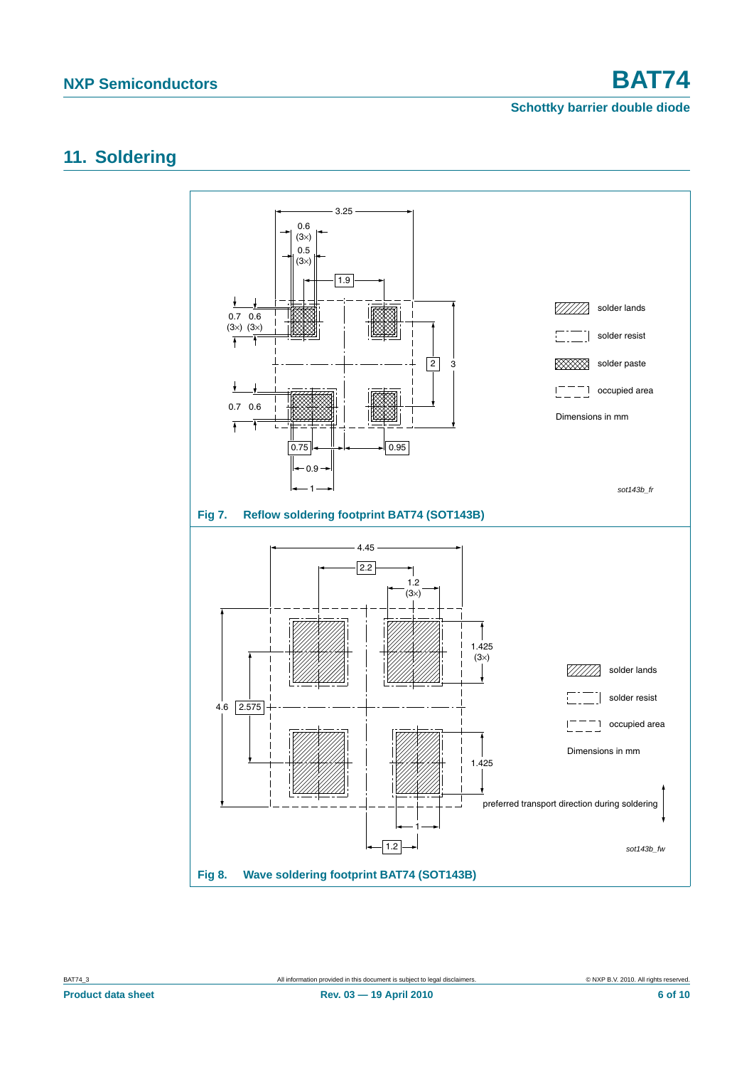# 11. Soldering

Fig 7. Reflow soldering footprint BAT74 (SOT143B)

Fig 8. Wave soldering footprint BAT74 (SOT143B)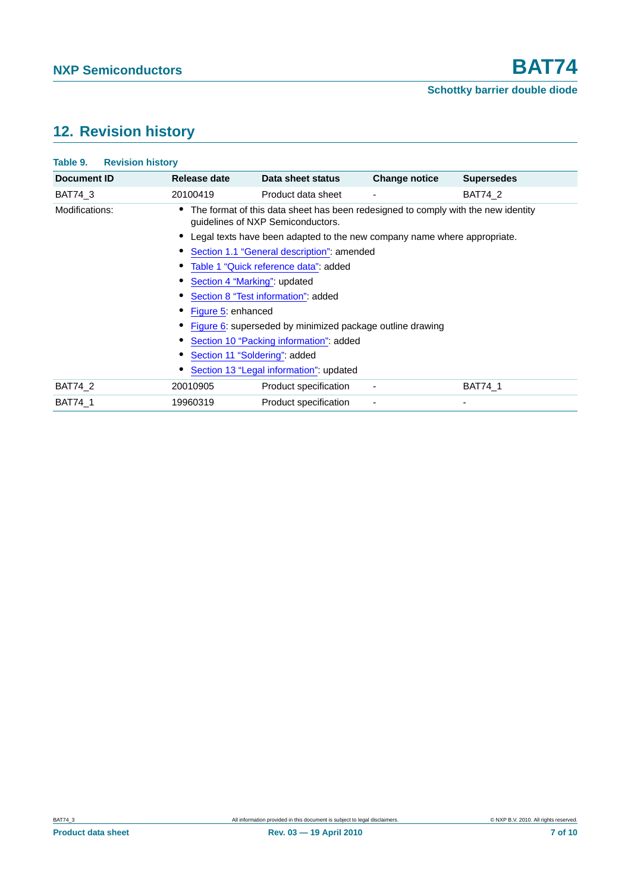## 12. Revision history

**Table 9. Revision history**

| Document ID | Release date | Data sheet status | Change notice | Supersedes |
|---|---|---|---|---|
| BAT74_3 | 20100419 | Product data sheet | - | BAT74_2 |
| Modifications: | • The format of this data sheet has been redesigned to comply with the new identity guidelines of NXP Semiconductors.<br>• Legal texts have been adapted to the new company name where appropriate.<br>• Section 1.1 “General description”: amended<br>• Table 1 “Quick reference data”: added<br>• Section 4 “Marking”: updated<br>• Section 8 “Test information”: added<br>• Figure 5: enhanced<br>• Figure 6: superseded by minimized package outline drawing<br>• Section 10 “Packing information”: added<br>• Section 11 “Soldering”: added<br>• Section 13 “Legal information”: updated | | | |
| BAT74_2 | 20010905 | Product specification | - | BAT74_1 |
| BAT74_1 | 19960319 | Product specification | - | - |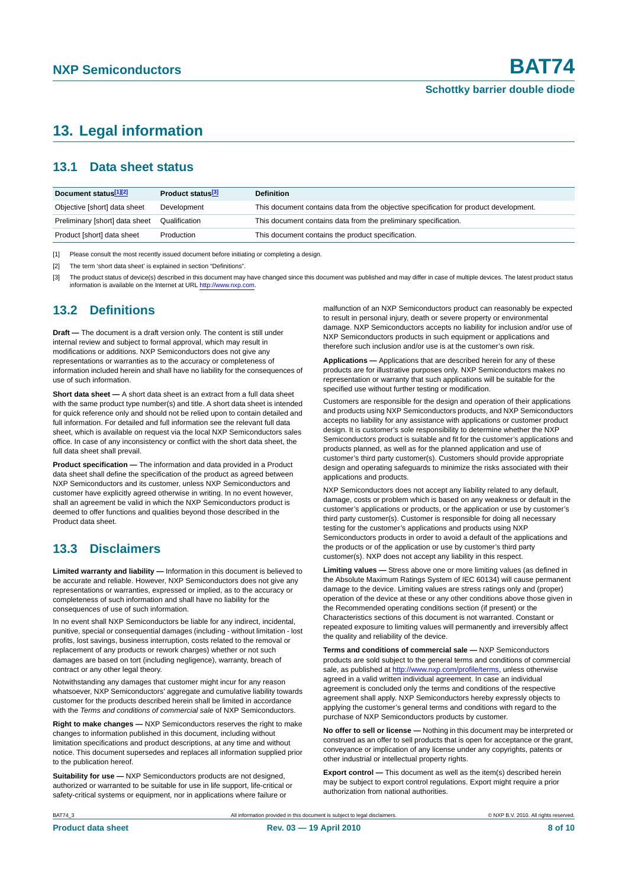# 13. Legal information

## 13.1 Data sheet status

| Document status[1][2] | Product status[3] | Definition |
|---|---|---|
| Objective [short] data sheet | Development | This document contains data from the objective specification for product development. |
| Preliminary [short] data sheet | Qualification | This document contains data from the preliminary specification. |
| Product [short] data sheet | Production | This document contains the product specification. |

[1] Please consult the most recently issued document before initiating or completing a design.

[2] The term 'short data sheet' is explained in section "Definitions".

[3] The product status of device(s) described in this document may have changed since this document was published and may differ in case of multiple devices. The latest product status information is available on the Internet at URL http://www.nxp.com.

## 13.2 Definitions

**Draft —** The document is a draft version only. The content is still under internal review and subject to formal approval, which may result in modifications or additions. NXP Semiconductors does not give any representations or warranties as to the accuracy or completeness of information included herein and shall have no liability for the consequences of use of such information.

**Short data sheet —** A short data sheet is an extract from a full data sheet with the same product type number(s) and title. A short data sheet is intended for quick reference only and should not be relied upon to contain detailed and full information. For detailed and full information see the relevant full data sheet, which is available on request via the local NXP Semiconductors sales office. In case of any inconsistency or conflict with the short data sheet, the full data sheet shall prevail.

**Product specification —** The information and data provided in a Product data sheet shall define the specification of the product as agreed between NXP Semiconductors and its customer, unless NXP Semiconductors and customer have explicitly agreed otherwise in writing. In no event however, shall an agreement be valid in which the NXP Semiconductors product is deemed to offer functions and qualities beyond those described in the Product data sheet.

## 13.3 Disclaimers

**Limited warranty and liability —** Information in this document is believed to be accurate and reliable. However, NXP Semiconductors does not give any representations or warranties, expressed or implied, as to the accuracy or completeness of such information and shall have no liability for the consequences of use of such information.

In no event shall NXP Semiconductors be liable for any indirect, incidental, punitive, special or consequential damages (including - without limitation - lost profits, lost savings, business interruption, costs related to the removal or replacement of any products or rework charges) whether or not such damages are based on tort (including negligence), warranty, breach of contract or any other legal theory.

Notwithstanding any damages that customer might incur for any reason whatsoever, NXP Semiconductors' aggregate and cumulative liability towards customer for the products described herein shall be limited in accordance with the *Terms and conditions of commercial sale* of NXP Semiconductors.

**Right to make changes —** NXP Semiconductors reserves the right to make changes to information published in this document, including without limitation specifications and product descriptions, at any time and without notice. This document supersedes and replaces all information supplied prior to the publication hereof.

**Suitability for use —** NXP Semiconductors products are not designed, authorized or warranted to be suitable for use in life support, life-critical or safety-critical systems or equipment, nor in applications where failure or malfunction of an NXP Semiconductors product can reasonably be expected to result in personal injury, death or severe property or environmental damage. NXP Semiconductors accepts no liability for inclusion and/or use of NXP Semiconductors products in such equipment or applications and therefore such inclusion and/or use is at the customer's own risk.

**Applications —** Applications that are described herein for any of these products are for illustrative purposes only. NXP Semiconductors makes no representation or warranty that such applications will be suitable for the specified use without further testing or modification.

Customers are responsible for the design and operation of their applications and products using NXP Semiconductors products, and NXP Semiconductors accepts no liability for any assistance with applications or customer product design. It is customer's sole responsibility to determine whether the NXP Semiconductors product is suitable and fit for the customer's applications and products planned, as well as for the planned application and use of customer's third party customer(s). Customers should provide appropriate design and operating safeguards to minimize the risks associated with their applications and products.

NXP Semiconductors does not accept any liability related to any default, damage, costs or problem which is based on any weakness or default in the customer's applications or products, or the application or use by customer's third party customer(s). Customer is responsible for doing all necessary testing for the customer's applications and products using NXP Semiconductors products in order to avoid a default of the applications and the products or of the application or use by customer's third party customer(s). NXP does not accept any liability in this respect.

**Limiting values —** Stress above one or more limiting values (as defined in the Absolute Maximum Ratings System of IEC 60134) will cause permanent damage to the device. Limiting values are stress ratings only and (proper) operation of the device at these or any other conditions above those given in the Recommended operating conditions section (if present) or the Characteristics sections of this document is not warranted. Constant or repeated exposure to limiting values will permanently and irreversibly affect the quality and reliability of the device.

**Terms and conditions of commercial sale —** NXP Semiconductors products are sold subject to the general terms and conditions of commercial sale, as published at http://www.nxp.com/profile/terms, unless otherwise agreed in a valid written individual agreement. In case an individual agreement is concluded only the terms and conditions of the respective agreement shall apply. NXP Semiconductors hereby expressly objects to applying the customer's general terms and conditions with regard to the purchase of NXP Semiconductors products by customer.

**No offer to sell or license —** Nothing in this document may be interpreted or construed as an offer to sell products that is open for acceptance or the grant, conveyance or implication of any license under any copyrights, patents or other industrial or intellectual property rights.

**Export control —** This document as well as the item(s) described herein may be subject to export control regulations. Export might require a prior authorization from national authorities.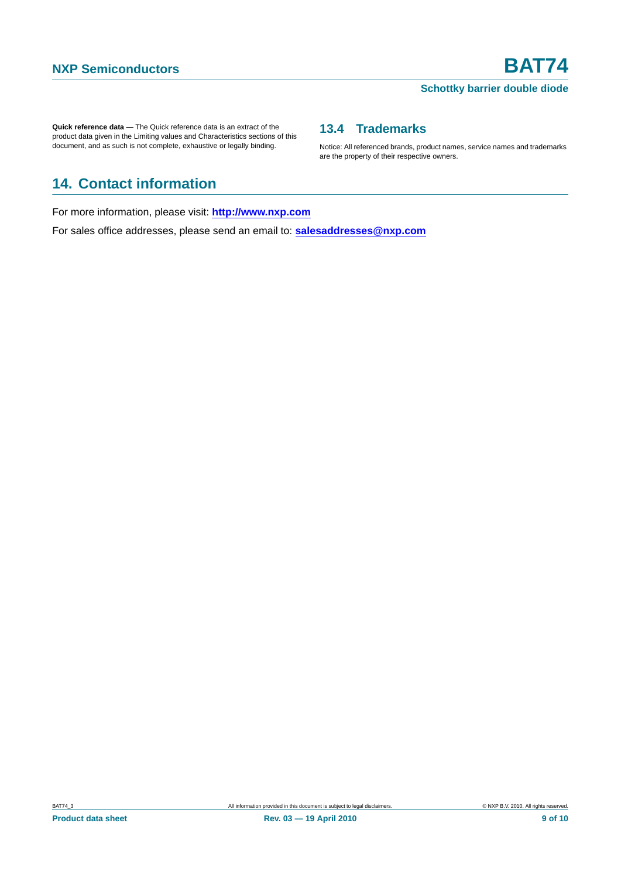**Quick reference data —** The Quick reference data is an extract of the product data given in the Limiting values and Characteristics sections of this document, and as such is not complete, exhaustive or legally binding.

### 13.4 Trademarks

Notice: All referenced brands, product names, service names and trademarks are the property of their respective owners.

## 14. Contact information

For more information, please visit: **http://www.nxp.com**

For sales office addresses, please send an email to: **salesaddresses@nxp.com**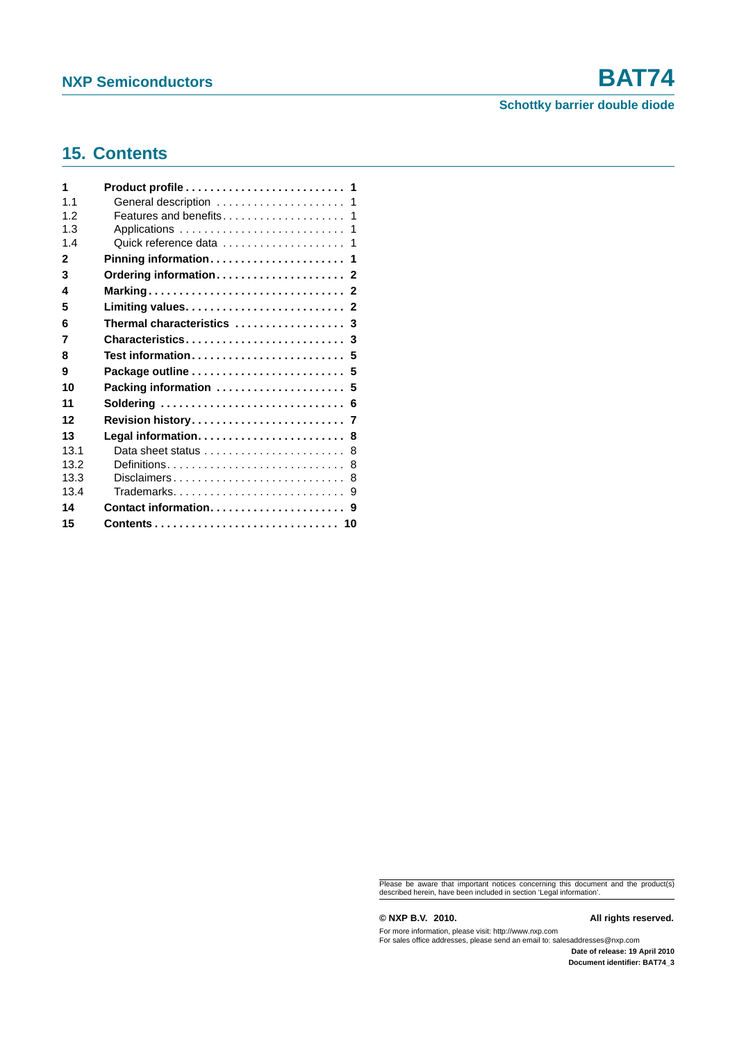## 15. Contents

| | | |
|---|---|---|
| **1** | **Product profile** | **1** |
| 1.1 | General description | 1 |
| 1.2 | Features and benefits | 1 |
| 1.3 | Applications | 1 |
| 1.4 | Quick reference data | 1 |
| **2** | **Pinning information** | **1** |
| **3** | **Ordering information** | **2** |
| **4** | **Marking** | **2** |
| **5** | **Limiting values** | **2** |
| **6** | **Thermal characteristics** | **3** |
| **7** | **Characteristics** | **3** |
| **8** | **Test information** | **5** |
| **9** | **Package outline** | **5** |
| **10** | **Packing information** | **5** |
| **11** | **Soldering** | **6** |
| **12** | **Revision history** | **7** |
| **13** | **Legal information** | **8** |
| 13.1 | Data sheet status | 8 |
| 13.2 | Definitions | 8 |
| 13.3 | Disclaimers | 8 |
| 13.4 | Trademarks | 9 |
| **14** | **Contact information** | **9** |
| **15** | **Contents** | **10** |

Please be aware that important notices concerning this document and the product(s) described herein, have been included in section 'Legal information'.

**© NXP B.V. 2010.** **All rights reserved.**

For more information, please visit: http://www.nxp.com
For sales office addresses, please send an email to: salesaddresses@nxp.com

**Date of release: 19 April 2010**

**Document identifier: BAT74_3**